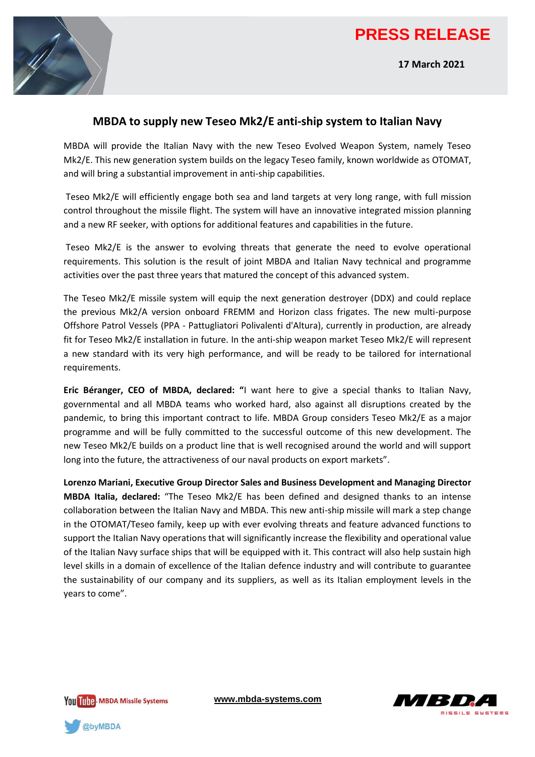PRESS RELEASE

**17 March 2021**

## MBDA to supply new Teseo Mk2/E anti-ship system to Italian Navy

MBDA will provide the Italian Navy with the new Teseo Evolved Weapon System, namely Teseo Mk2/E. This new generation system builds on the legacy Teseo family, known worldwide as OTOMAT, and will bring a substantial improvement in anti-ship capabilities.

Teseo Mk2/E will efficiently engage both sea and land targets at very long range, with full mission control throughout the missile flight. The system will have an innovative integrated mission planning and a new RF seeker, with options for additional features and capabilities in the future.

Teseo Mk2/E is the answer to evolving threats that generate the need to evolve operational requirements. This solution is the result of joint MBDA and Italian Navy technical and programme activities over the past three years that matured the concept of this advanced system.

The Teseo Mk2/E missile system will equip the next generation destroyer (DDX) and could replace the previous Mk2/A version onboard FREMM and Horizon class frigates. The new multi-purpose Offshore Patrol Vessels (PPA - Pattugliatori Polivalenti d'Altura), currently in production, are already fit for Teseo Mk2/E installation in future. In the anti-ship weapon market Teseo Mk2/E will represent a new standard with its very high performance, and will be ready to be tailored for international requirements.

**Eric Béranger, CEO of MBDA, declared: "**I want here to give a special thanks to Italian Navy, governmental and all MBDA teams who worked hard, also against all disruptions created by the pandemic, to bring this important contract to life. MBDA Group considers Teseo Mk2/E as a major programme and will be fully committed to the successful outcome of this new development. The new Teseo Mk2/E builds on a product line that is well recognised around the world and will support long into the future, the attractiveness of our naval products on export markets".

**Lorenzo Mariani, Executive Group Director Sales and Business Development and Managing Director MBDA Italia, declared:** "The Teseo Mk2/E has been defined and designed thanks to an intense collaboration between the Italian Navy and MBDA. This new anti-ship missile will mark a step change in the OTOMAT/Teseo family, keep up with ever evolving threats and feature advanced functions to support the Italian Navy operations that will significantly increase the flexibility and operational value of the Italian Navy surface ships that will be equipped with it. This contract will also help sustain high level skills in a domain of excellence of the Italian defence industry and will contribute to guarantee the sustainability of our company and its suppliers, as well as its Italian employment levels in the years to come".

YouTube MBDA Missile Systems

@byMBDA

www.mbda-systems.com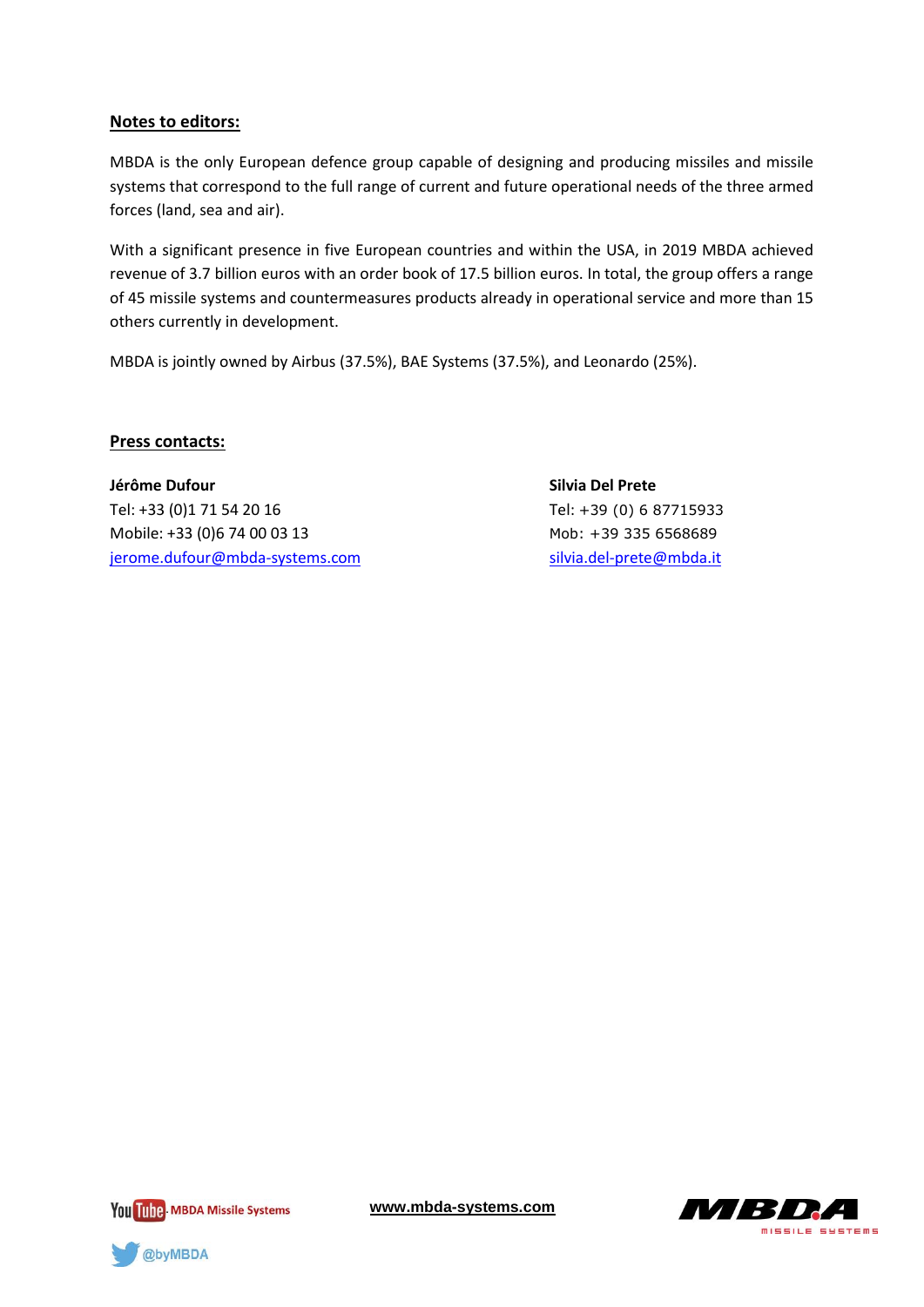**Notes to editors:**

MBDA is the only European defence group capable of designing and producing missiles and missile systems that correspond to the full range of current and future operational needs of the three armed forces (land, sea and air).

With a significant presence in five European countries and within the USA, in 2019 MBDA achieved revenue of 3.7 billion euros with an order book of 17.5 billion euros. In total, the group offers a range of 45 missile systems and countermeasures products already in operational service and more than 15 others currently in development.

MBDA is jointly owned by Airbus (37.5%), BAE Systems (37.5%), and Leonardo (25%).

**Press contacts:**

**Jérôme Dufour**
Tel: +33 (0)1 71 54 20 16
Mobile: +33 (0)6 74 00 03 13
jerome.dufour@mbda-systems.com

**Silvia Del Prete**
Tel: +39 (0) 6 87715933
Mob: +39 335 6568689
silvia.del-prete@mbda.it

YouTube MBDA Missile Systems

@byMBDA

www.mbda-systems.com